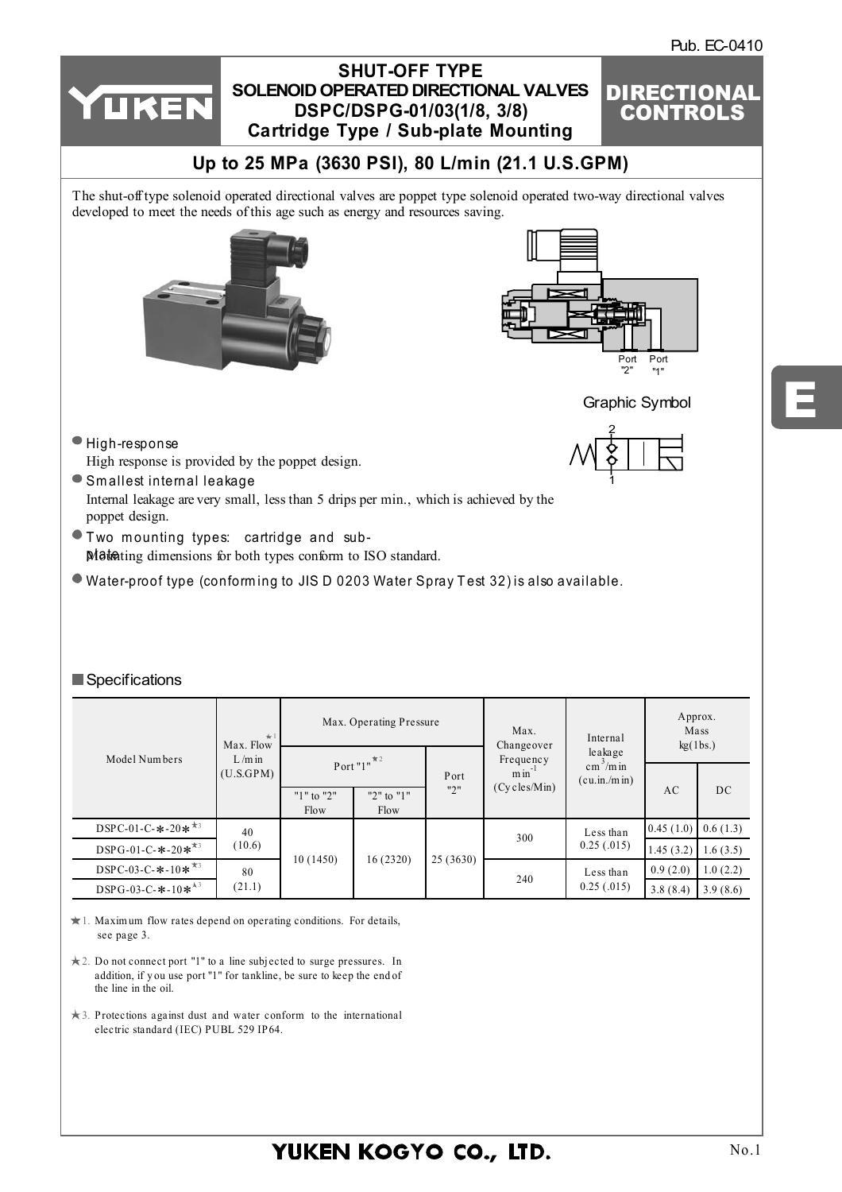Pub. EC-0410

# SHUT-OFF TYPE SOLENOID OPERATED DIRECTIONAL VALVES DSPC/DSPG-01/03(1/8, 3/8) Cartridge Type / Sub-plate Mounting

**DIRECTIONAL CONTROLS**

## Up to 25 MPa (3630 PSI), 80 L/min (21.1 U.S.GPM)

The shut-off type solenoid operated directional valves are poppet type solenoid operated two-way directional valves developed to meet the needs of this age such as energy and resources saving.

Port "2" Port "1"

Graphic Symbol

- High-response
  High response is provided by the poppet design.
- Smallest internal leakage
  Internal leakage are very small, less than 5 drips per min., which is achieved by the poppet design.
- Two mounting types: cartridge and sub-plate
  Mounting dimensions for both types conform to ISO standard.
- Water-proof type (conforming to JIS D 0203 Water Spray Test 32) is also available.

## ■ Specifications

| Model Numbers | Max. Flow ★1 L/min (U.S.GPM) | Max. Operating Pressure | | | Max. Changeover Frequency $min^{-1}$ (Cycles/Min) | Internal leakage $cm^3$/min (cu.in./min) | Approx. Mass kg(lbs.) | |
|---|---|---|---|---|---|---|---|---|
| | | Port "1" ★2 | | Port "2" | | | AC | DC |
| | | "1" to "2" Flow | "2" to "1" Flow | | | | | |
| DSPC-01-C-∗-20∗ ★3 | 40 (10.6) | 10 (1450) | 16 (2320) | 25 (3630) | 300 | Less than 0.25 (.015) | 0.45 (1.0) | 0.6 (1.3) |
| DSPG-01-C-∗-20∗ ★3 | | | | | | | 1.45 (3.2) | 1.6 (3.5) |
| DSPC-03-C-∗-10∗ ★3 | 80 (21.1) | | | | 240 | Less than 0.25 (.015) | 0.9 (2.0) | 1.0 (2.2) |
| DSPG-03-C-∗-10∗ ★3 | | | | | | | 3.8 (8.4) | 3.9 (8.6) |

★1. Maximum flow rates depend on operating conditions. For details, see page 3.

★2. Do not connect port "1" to a line subjected to surge pressures. In addition, if you use port "1" for tankline, be sure to keep the end of the line in the oil.

★3. Protections against dust and water conform to the international electric standard (IEC) PUBL 529 IP64.

YUKEN KOGYO CO., LTD.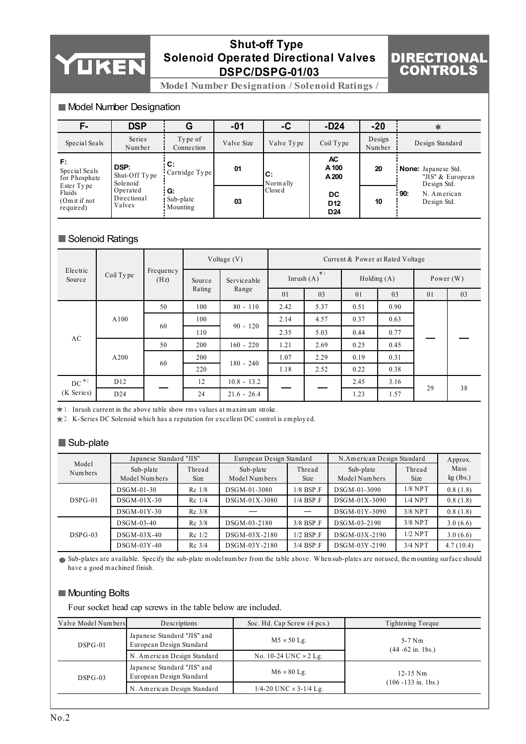# Shut-off Type Solenoid Operated Directional Valves DSPC/DSPG-01/03

**DIRECTIONAL CONTROLS**

**Model Number Designation / Solenoid Ratings /**

## ■ Model Number Designation

| F- | DSP | G | -01 | -C | -D24 | -20 | * |
|---|---|---|---|---|---|---|---|
| Special Seals | Series Number | Type of Connection | Valve Size | Valve Type | Coil Type | Design Number | Design Standard |
| **F:** Special Seals for Phosphate Ester Type Fluids (Omit if not required) | **DSP:** Shut-Off Type Solenoid Operated Directional Valves | **C:** Cartridge Type | **01** | **C:** Normally Closed | **AC** **A100** **A200** | **20** | **None:** Japanese Std. "JIS" & European Design Std. |
| | | **G:** Sub-plate Mounting | **03** | | **DC** **D12** **D24** | **10** | **90:** N. American Design Std. |

## ■ Solenoid Ratings

| Electric Source | Coil Type | Frequency (Hz) | Voltage (V) | | Current & Power at Rated Voltage | | | | | |
|---|---|---|---|---|---|---|---|---|---|---|
| | | | Source Rating | Serviceable Range | Inrush (A) ★1 | | Holding (A) | | Power (W) | |
| | | | | | 01 | 03 | 01 | 03 | 01 | 03 |
| AC | A100 | 50 | 100 | 80 - 110 | 2.42 | 5.37 | 0.51 | 0.90 | — | — |
| | | 60 | 100 | 90 - 120 | 2.14 | 4.57 | 0.37 | 0.63 | | |
| | | | 110 | | 2.35 | 5.03 | 0.44 | 0.77 | | |
| | A200 | 50 | 200 | 160 - 220 | 1.21 | 2.69 | 0.25 | 0.45 | | |
| | | 60 | 200 | 180 - 240 | 1.07 | 2.29 | 0.19 | 0.31 | | |
| | | | 220 | | 1.18 | 2.52 | 0.22 | 0.38 | | |
| DC ★2 (K Series) | D12 | — | 12 | 10.8 - 13.2 | — | — | 2.45 | 3.16 | 29 | 38 |
| | D24 | | 24 | 21.6 - 26.4 | | | 1.23 | 1.57 | | |

★1. Inrush current in the above table show rms values at maximum stroke.

★2. K-Series DC Solenoid which has a reputation for excellent DC control is employed.

## ■ Sub-plate

| Model Numbers | Japanese Standard "JIS" | | European Design Standard | | N.American Design Standard | | Approx. Mass kg (lbs.) |
|---|---|---|---|---|---|---|---|
| | Sub-plate Model Numbers | Thread Size | Sub-plate Model Numbers | Thread Size | Sub-plate Model Numbers | Thread Size | |
| DSPG-01 | DSGM-01-30 | Rc 1/8 | DSGM-01-3080 | 1/8 BSP.F | DSGM-01-3090 | 1/8 NPT | 0.8 (1.8) |
| | DSGM-01X-30 | Rc 1/4 | DSGM-01X-3080 | 1/4 BSP.F | DSGM-01X-3090 | 1/4 NPT | 0.8 (1.8) |
| | DSGM-01Y-30 | Rc 3/8 | — | — | DSGM-01Y-3090 | 3/8 NPT | 0.8 (1.8) |
| DSPG-03 | DSGM-03-40 | Rc 3/8 | DSGM-03-2180 | 3/8 BSP.F | DSGM-03-2190 | 3/8 NPT | 3.0 (6.6) |
| | DSGM-03X-40 | Rc 1/2 | DSGM-03X-2180 | 1/2 BSP.F | DSGM-03X-2190 | 1/2 NPT | 3.0 (6.6) |
| | DSGM-03Y-40 | Rc 3/4 | DSGM-03Y-2180 | 3/4 BSP.F | DSGM-03Y-2190 | 3/4 NPT | 4.7 (10.4) |

● Sub-plates are available. Specify the sub-plate model number from the table above. When sub-plates are not used, the mounting surface should have a good machined finish.

## ■ Mounting Bolts

Four socket head cap screws in the table below are included.

| Valve Model Numbers | Descriptions | Soc. Hd. Cap Screw (4 pcs.) | Tightening Torque |
|---|---|---|---|
| DSPG-01 | Japanese Standard "JIS" and European Design Standard | M5 × 50 Lg. | 5-7 Nm (44 -62 in. 1bs.) |
| | N. American Design Standard | No. 10-24 UNC × 2 Lg. | |
| DSPG-03 | Japanese Standard "JIS" and European Design Standard | M6 × 80 Lg. | 12-15 Nm (106 -133 in. 1bs.) |
| | N. American Design Standard | 1/4-20 UNC × 3-1/4 Lg. | |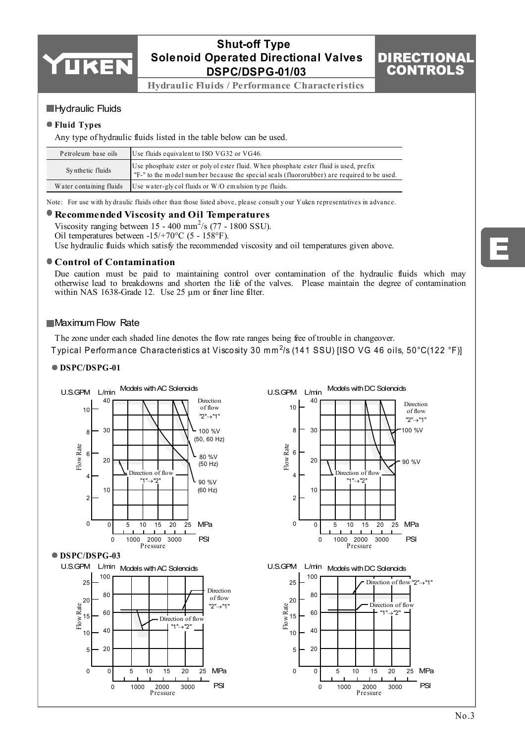# Shut-off Type Solenoid Operated Directional Valves DSPC/DSPG-01/03

## Hydraulic Fluids / Performance Characteristics

## Hydraulic Fluids

### Fluid Types

Any type of hydraulic fluids listed in the table below can be used.

| Petroleum base oils | Use fluids equivalent to ISO VG32 or VG46. |
|---|---|
| Synthetic fluids | Use phosphate ester or polyol ester fluid. When phosphate ester fluid is used, prefix "F-" to the model number because the special seals (fluororubber) are required to be used. |
| Water containing fluids | Use water-glycol fluids or W/O emulsion type fluids. |

Note: For use with hydraulic fluids other than those listed above, please consult your Yuken representatives in advance.

### Recommended Viscosity and Oil Temperatures

Viscosity ranging between 15 - 400 $mm^2$/s (77 - 1800 SSU).
Oil temperatures between -15/+70°C (5 - 158°F).
Use hydraulic fluids which satisfy the recommended viscosity and oil temperatures given above.

### Control of Contamination

Due caution must be paid to maintaining control over contamination of the hydraulic fluids which may otherwise lead to breakdowns and shorten the life of the valves. Please maintain the degree of contamination within NAS 1638-Grade 12. Use 25 µm or finer line filter.

## Maximum Flow Rate

The zone under each shaded line denotes the flow rate ranges being free of trouble in changeover.

Typical Performance Characteristics at Viscosity 30 $mm^2$/s (141 SSU) [ISO VG 46 oils, 50°C(122 °F)]

### DSPC/DSPG-01

Models with AC Solenoids — Flow Rate (L/min, U.S.GPM) vs. Pressure (MPa, PSI). Direction of flow "2"→"1": 100 %V (50, 60 Hz); 80 %V (50 Hz); 90 %V (60 Hz). Direction of flow "1"→"2".

Models with DC Solenoids — Flow Rate (L/min, U.S.GPM) vs. Pressure (MPa, PSI). Direction of flow "2"→"1": 100 %V; 90 %V. Direction of flow "1"→"2".

### DSPC/DSPG-03

Models with AC Solenoids — Flow Rate (L/min, U.S.GPM) vs. Pressure (MPa, PSI). Direction of flow "2"→"1"; Direction of flow "1"→"2".

Models with DC Solenoids — Flow Rate (L/min, U.S.GPM) vs. Pressure (MPa, PSI). Direction of flow "2"→"1"; Direction of flow "1"→"2".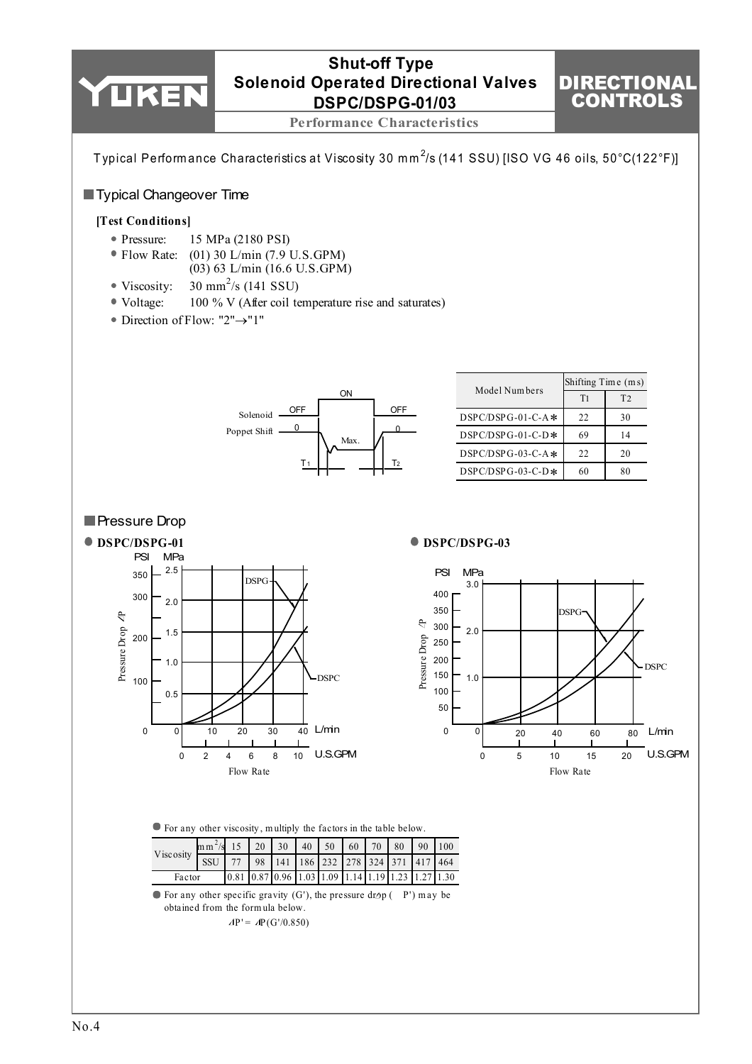# Shut-off Type Solenoid Operated Directional Valves DSPC/DSPG-01/03

## Performance Characteristics

Typical Performance Characteristics at Viscosity 30 $mm^2/s$ (141 SSU) [ISO VG 46 oils, 50°C(122°F)]

## Typical Changeover Time

**[Test Conditions]**

- Pressure: 15 MPa (2180 PSI)
- Flow Rate: (01) 30 L/min (7.9 U.S.GPM)
  (03) 63 L/min (16.6 U.S.GPM)
- Viscosity: 30 $mm^2/s$ (141 SSU)
- Voltage: 100 % V (After coil temperature rise and saturates)
- Direction of Flow: "2"→"1"

| Model Numbers | Shifting Time (ms) | |
|---|---|---|
| | T1 | T2 |
| DSPC/DSPG-01-C-A* | 22 | 30 |
| DSPC/DSPG-01-C-D* | 69 | 14 |
| DSPC/DSPG-03-C-A* | 22 | 20 |
| DSPC/DSPG-03-C-D* | 60 | 80 |

## Pressure Drop

- **DSPC/DSPG-01**
- **DSPC/DSPG-03**

- For any other viscosity, multiply the factors in the table below.

| Viscosity | $mm^2/s$ | 15 | 20 | 30 | 40 | 50 | 60 | 70 | 80 | 90 | 100 |
|---|---|---|---|---|---|---|---|---|---|---|---|
| | SSU | 77 | 98 | 141 | 186 | 232 | 278 | 324 | 371 | 417 | 464 |
| Factor | | 0.81 | 0.87 | 0.96 | 1.03 | 1.09 | 1.14 | 1.19 | 1.23 | 1.27 | 1.30 |

- For any other specific gravity (G'), the pressure drop ($\Delta P'$) may be obtained from the formula below.

$$\Delta P' = \Delta P(G'/0.850)$$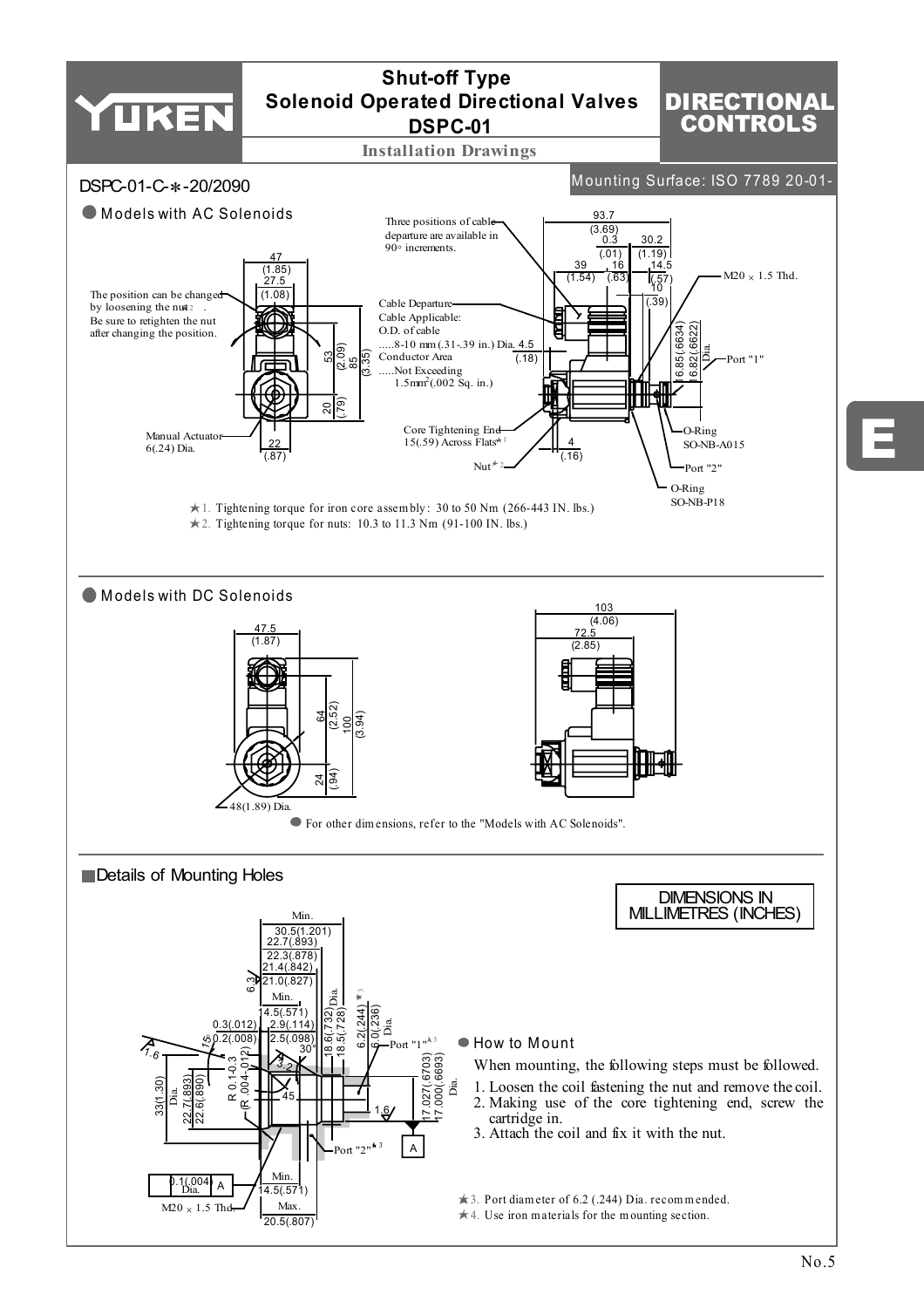# Shut-off Type Solenoid Operated Directional Valves DSPC-01

## DIRECTIONAL CONTROLS

Installation Drawings

DSPC-01-C-*-20/2090

Mounting Surface: ISO 7789 20-01-

### Models with AC Solenoids

The position can be changed by loosening the nut★2. Be sure to retighten the nut after changing the position.

Manual Actuator 6(.24) Dia.

Three positions of cable departure are available in 90° increments.

Cable Departure
Cable Applicable:
O.D. of cable .....8-10 mm (.31-.39 in.) Dia.
Conductor Area .....Not Exceeding 1.5mm² (.002 Sq. in.)

Core Tightening End 15(.59) Across Flats★1

Nut★2

M20 × 1.5 Thd.

Port "1"

O-Ring SO-NB-A015

Port "2"

O-Ring SO-NB-P18

★1. Tightening torque for iron core assembly: 30 to 50 Nm (266-443 IN. lbs.)
★2. Tightening torque for nuts: 10.3 to 11.3 Nm (91-100 IN. lbs.)

### Models with DC Solenoids

48(1.89) Dia.

● For other dimensions, refer to the "Models with AC Solenoids".

### Details of Mounting Holes

DIMENSIONS IN MILLIMETRES (INCHES)

Port "1"★3

Port "2"★3

M20 × 1.5 Thd.

#### How to Mount

When mounting, the following steps must be followed.

1. Loosen the coil fastening the nut and remove the coil.
2. Making use of the core tightening end, screw the cartridge in.
3. Attach the coil and fix it with the nut.

★3. Port diameter of 6.2 (.244) Dia. recommended.
★4. Use iron materials for the mounting section.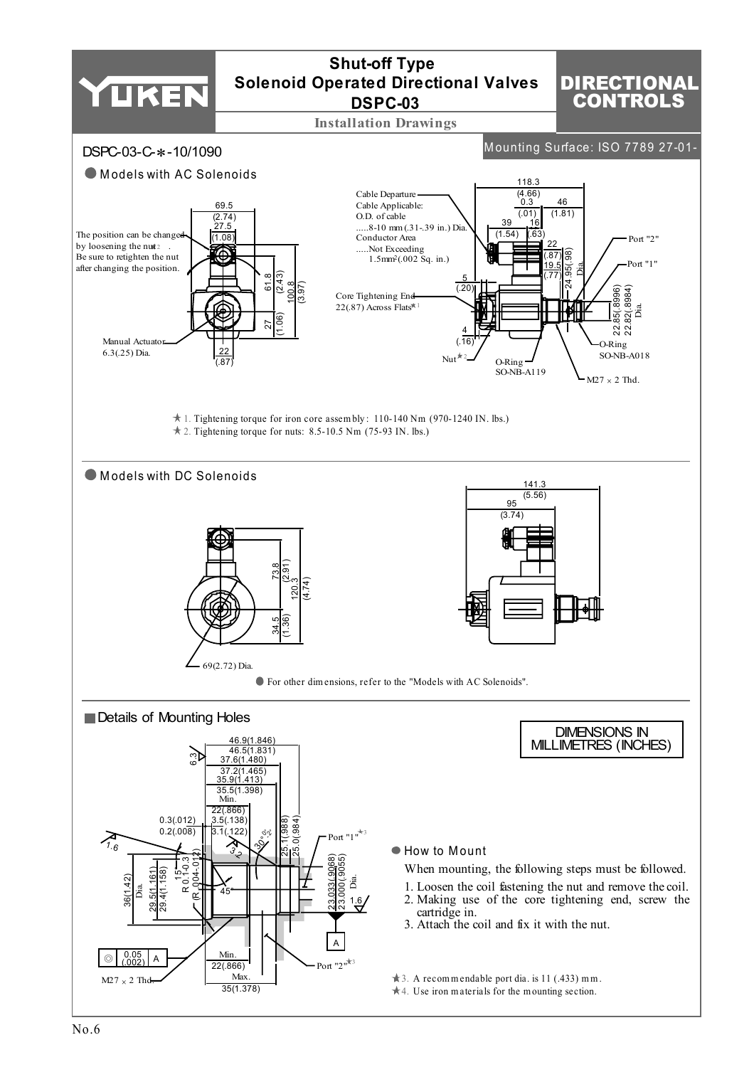# Shut-off Type Solenoid Operated Directional Valves DSPC-03

## DIRECTIONAL CONTROLS

### Installation Drawings

DSPC-03-C-*-10/1090

Mounting Surface: ISO 7789 27-01-

### Models with AC Solenoids

The position can be changed by loosening the nut★2. Be sure to retighten the nut after changing the position.

Manual Actuator 6.3(.25) Dia.

Cable Departure
Cable Applicable:
O.D. of cable .....8-10 mm (.31-.39 in.) Dia.
Conductor Area .....Not Exceeding 1.5mm²(.002 Sq. in.)

Core Tightening End 22(.87) Across Flats★1

Nut★2

O-Ring SO-NB-A119

O-Ring SO-NB-A018

M27 × 2 Thd.

Port "2"

Port "1"

★1. Tightening torque for iron core assembly: 110-140 Nm (970-1240 IN. lbs.)
★2. Tightening torque for nuts: 8.5-10.5 Nm (75-93 IN. lbs.)

### Models with DC Solenoids

69(2.72) Dia.

- For other dimensions, refer to the "Models with AC Solenoids".

### Details of Mounting Holes

DIMENSIONS IN MILLIMETRES (INCHES)

Port "1"★3

Port "2"★3

M27 × 2 Thd.

#### How to Mount

When mounting, the following steps must be followed.

1. Loosen the coil fastening the nut and remove the coil.
2. Making use of the core tightening end, screw the cartridge in.
3. Attach the coil and fix it with the nut.

★3. A recommendable port dia. is 11 (.433) mm.
★4. Use iron materials for the mounting section.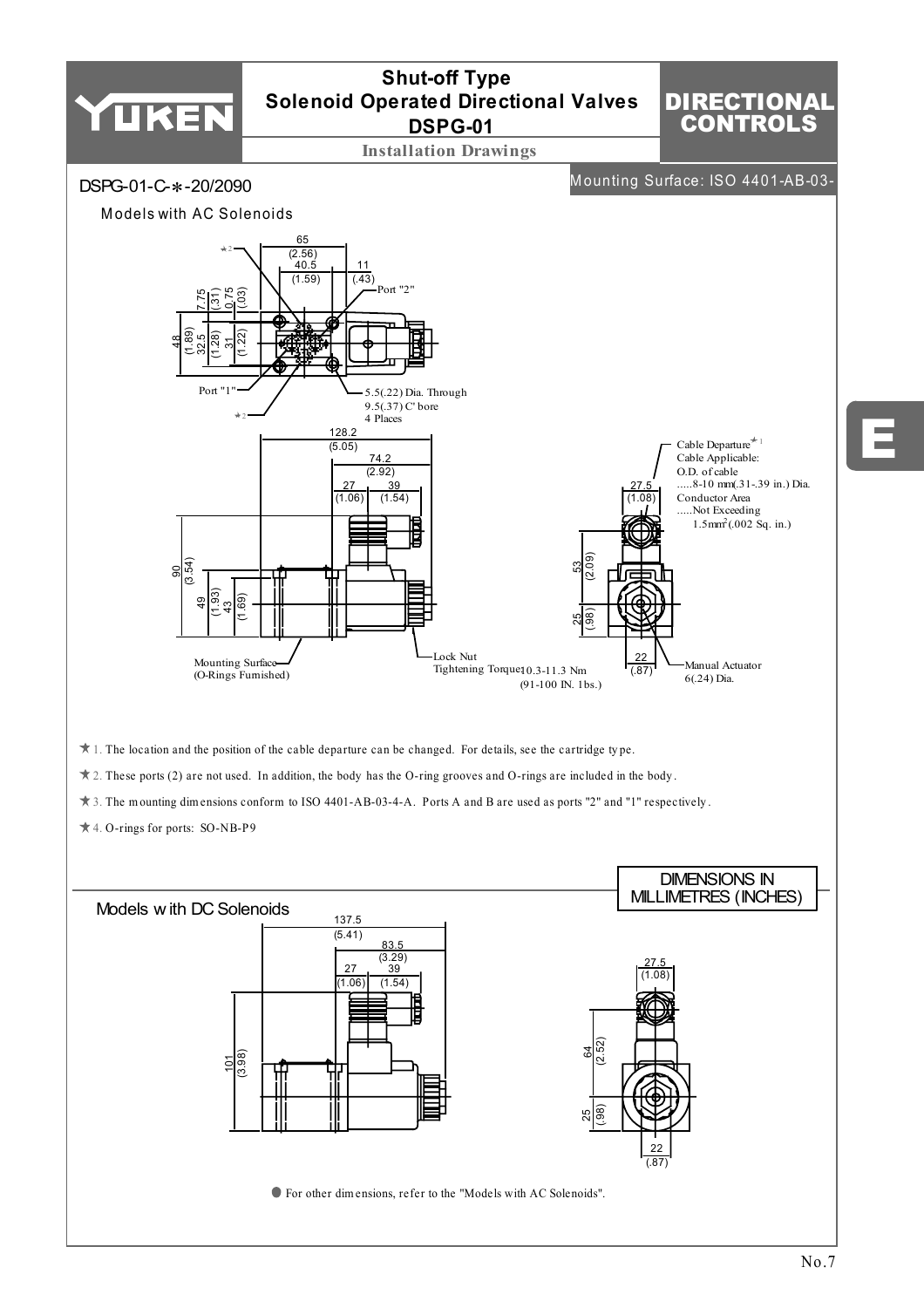# Shut-off Type Solenoid Operated Directional Valves DSPG-01

**Installation Drawings**

## DSPG-01-C-∗-20/2090

Mounting Surface: ISO 4401-AB-03-

### Models with AC Solenoids

65 (2.56)
40.5 (1.59)
11 (.43)
7.75 (.31)
0.75 (.03)
48 (1.89)
32.5 (1.28)
31 (1.22)
Port "2"
Port "1"
★2
5.5(.22) Dia. Through
9.5(.37) C' bore
4 Places

128.2 (5.05)
74.2 (2.92)
27 (1.06)
39 (1.54)
90 (3.54)
49 (1.93)
43 (1.69)
Mounting Surface (O-Rings Furnished)
Lock Nut Tightening Torque 10.3-11.3 Nm (91-100 IN. 1bs.)

27.5 (1.08)
53 (2.09)
25 (.98)
22 (.87)
Cable Departure★1
Cable Applicable:
O.D. of cable .....8-10 mm(.31-.39 in.) Dia.
Conductor Area .....Not Exceeding 1.5mm$^2$(.002 Sq. in.)
Manual Actuator 6(.24) Dia.

★1. The location and the position of the cable departure can be changed. For details, see the cartridge type.

★2. These ports (2) are not used. In addition, the body has the O-ring grooves and O-rings are included in the body.

★3. The mounting dimensions conform to ISO 4401-AB-03-4-A. Ports A and B are used as ports "2" and "1" respectively.

★4. O-rings for ports: SO-NB-P9

DIMENSIONS IN MILLIMETRES (INCHES)

### Models with DC Solenoids

137.5 (5.41)
83.5 (3.29)
27 (1.06)
39 (1.54)
101 (3.98)

27.5 (1.08)
64 (2.52)
25 (.98)
22 (.87)

● For other dimensions, refer to the "Models with AC Solenoids".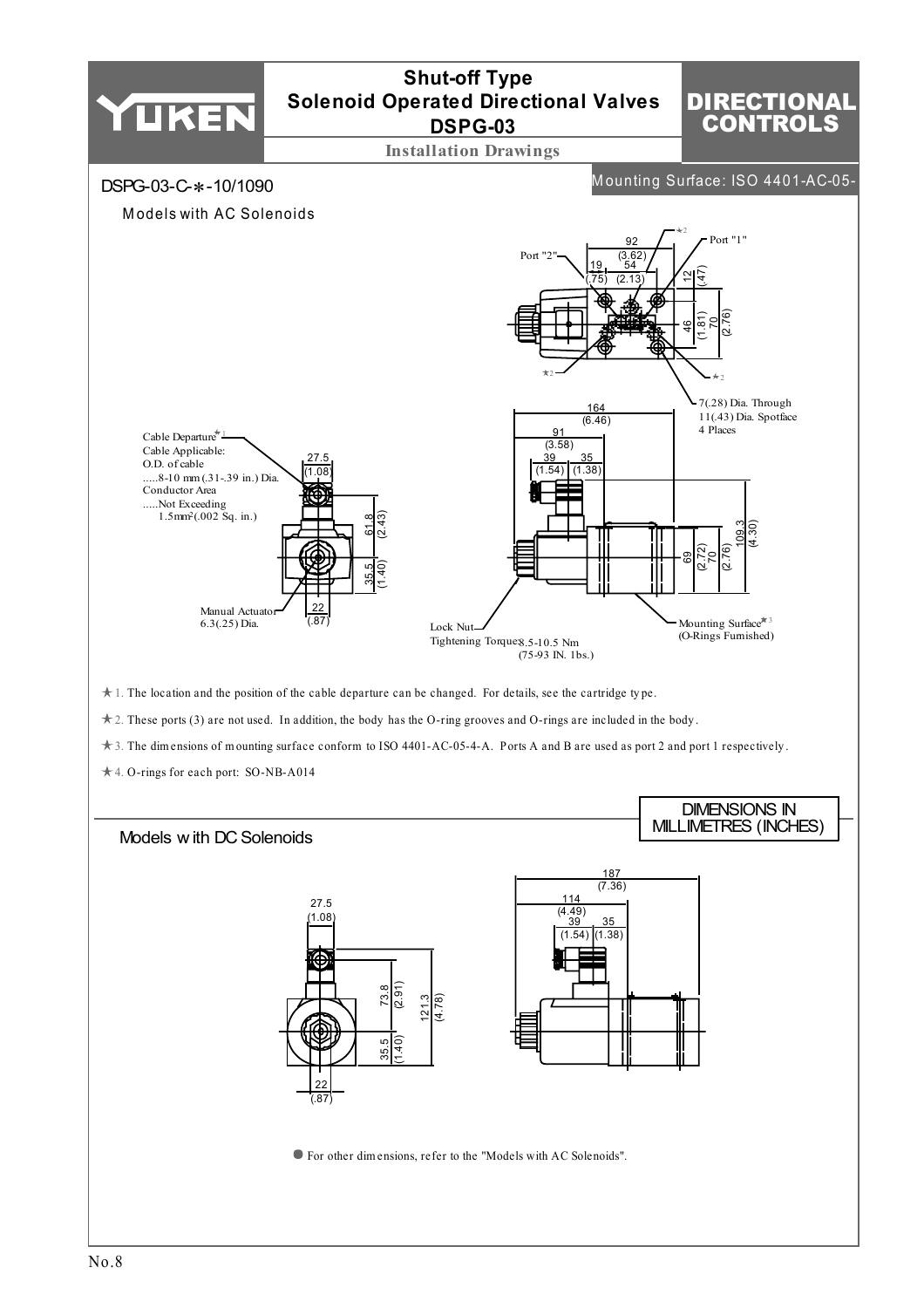# Shut-off Type Solenoid Operated Directional Valves DSPG-03

## Installation Drawings

DSPG-03-C-*-10/1090

Mounting Surface: ISO 4401-AC-05-

### Models with AC Solenoids

Port "2"

Port "1"

92 (3.62)

19 (.75)

54 (2.13)

12 (.47)

46 (1.81)

70 (2.76)

7(.28) Dia. Through 11(.43) Dia. Spotface 4 Places

Cable Departure★1
Cable Applicable:
O.D. of cable
.....8-10 mm (.31-.39 in.) Dia.
Conductor Area
.....Not Exceeding
1.5mm²(.002 Sq. in.)

27.5 (1.08)

61.8 (2.43)

35.5 (1.40)

22 (.87)

Manual Actuator 6.3(.25) Dia.

164 (6.46)

91 (3.58)

39 (1.54)

35 (1.38)

69 (2.72)

70 (2.76)

109.3 (4.30)

Lock Nut Tightening Torque: 8.5-10.5 Nm (75-93 IN. lbs.)

Mounting Surface★3 (O-Rings Furnished)

★1. The location and the position of the cable departure can be changed. For details, see the cartridge type.

★2. These ports (3) are not used. In addition, the body has the O-ring grooves and O-rings are included in the body.

★3. The dimensions of mounting surface conform to ISO 4401-AC-05-4-A. Ports A and B are used as port 2 and port 1 respectively.

★4. O-rings for each port: SO-NB-A014

DIMENSIONS IN MILLIMETRES (INCHES)

### Models with DC Solenoids

27.5 (1.08)

73.8 (2.91)

121.3 (4.78)

35.5 (1.40)

22 (.87)

187 (7.36)

114 (4.49)

39 (1.54)

35 (1.38)

● For other dimensions, refer to the "Models with AC Solenoids".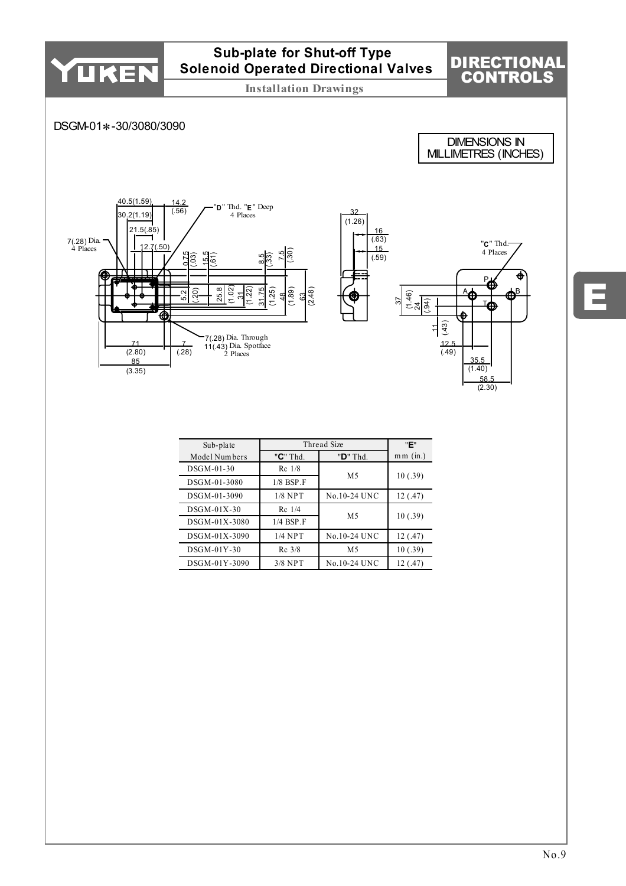# Sub-plate for Shut-off Type Solenoid Operated Directional Valves

## Installation Drawings

DIRECTIONAL CONTROLS

### DSGM-01*-30/3080/3090

DIMENSIONS IN MILLIMETRES (INCHES)

40.5(1.59)
14.2 (.56)
30.2(1.19)
21.5(.85)
12.7(.50)
7(.28) Dia. 4 Places
"D" Thd. "E" Deep 4 Places
0.75 (.03)
15.5 (.61)
8.5 (.33)
7.5 (.30)
5.2 (.20)
25.8 (1.02)
31 (1.22)
31.75 (1.25)
48 (1.89)
63 (2.48)
7(.28) Dia. Through
11(.43) Dia. Spotface
2 Places
71 (2.80)
7 (.28)
85 (3.35)
32 (1.26)
16 (.63)
15 (.59)
"C" Thd. 4 Places
P A B T
37 (1.46)
24 (.94)
11 (.43)
12.5 (.49)
35.5 (1.40)
58.5 (2.30)

| Sub-plate Model Numbers | Thread Size | | "E" mm (in.) |
|---|---|---|---|
| | "C" Thd. | "D" Thd. | |
| DSGM-01-30 | Rc 1/8 | M5 | 10 (.39) |
| DSGM-01-3080 | 1/8 BSP.F | M5 | 10 (.39) |
| DSGM-01-3090 | 1/8 NPT | No.10-24 UNC | 12 (.47) |
| DSGM-01X-30 | Rc 1/4 | M5 | 10 (.39) |
| DSGM-01X-3080 | 1/4 BSP.F | M5 | 10 (.39) |
| DSGM-01X-3090 | 1/4 NPT | No.10-24 UNC | 12 (.47) |
| DSGM-01Y-30 | Rc 3/8 | M5 | 10 (.39) |
| DSGM-01Y-3090 | 3/8 NPT | No.10-24 UNC | 12 (.47) |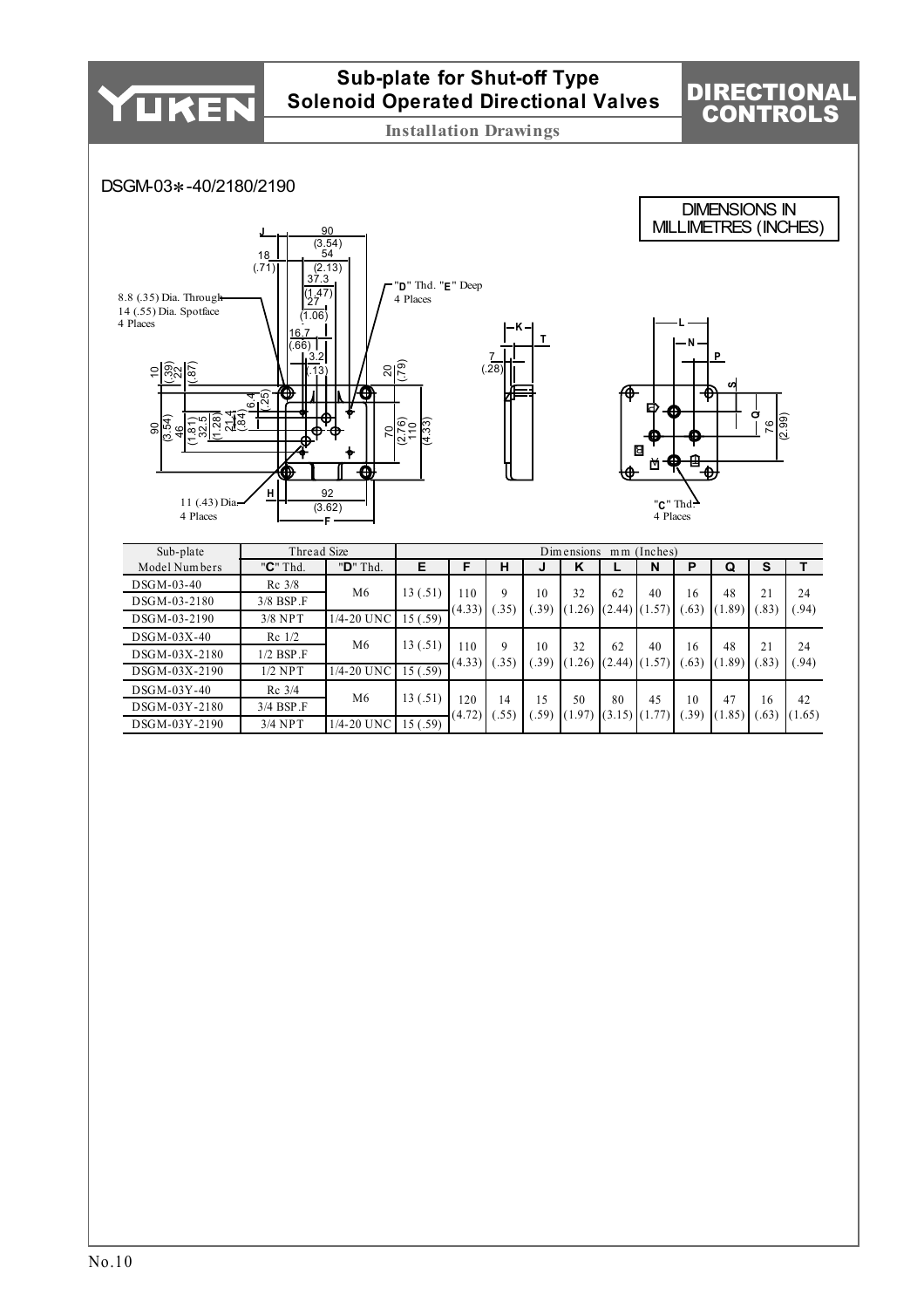# Sub-plate for Shut-off Type Solenoid Operated Directional Valves

## Installation Drawings

DIRECTIONAL CONTROLS

### DSGM-03*-40/2180/2190

DIMENSIONS IN MILLIMETRES (INCHES)

8.8 (.35) Dia. Through
14 (.55) Dia. Spotface
4 Places

"D" Thd. "E" Deep
4 Places

11 (.43) Dia.
4 Places

"C" Thd.
4 Places

| Sub-plate | Thread Size | | Dimensions mm (Inches) | | | | | | | | | | |
|---|---|---|---|---|---|---|---|---|---|---|---|---|---|
| Model Numbers | "C" Thd. | "D" Thd. | E | F | H | J | K | L | N | P | Q | S | T |
| DSGM-03-40 | Rc 3/8 | M6 | 13 (.51) | 110 (4.33) | 9 (.35) | 10 (.39) | 32 (1.26) | 62 (2.44) | 40 (1.57) | 16 (.63) | 48 (1.89) | 21 (.83) | 24 (.94) |
| DSGM-03-2180 | 3/8 BSP.F | M6 | 13 (.51) | 110 (4.33) | 9 (.35) | 10 (.39) | 32 (1.26) | 62 (2.44) | 40 (1.57) | 16 (.63) | 48 (1.89) | 21 (.83) | 24 (.94) |
| DSGM-03-2190 | 3/8 NPT | 1/4-20 UNC | 15 (.59) | 110 (4.33) | 9 (.35) | 10 (.39) | 32 (1.26) | 62 (2.44) | 40 (1.57) | 16 (.63) | 48 (1.89) | 21 (.83) | 24 (.94) |
| DSGM-03X-40 | Rc 1/2 | M6 | 13 (.51) | 110 (4.33) | 9 (.35) | 10 (.39) | 32 (1.26) | 62 (2.44) | 40 (1.57) | 16 (.63) | 48 (1.89) | 21 (.83) | 24 (.94) |
| DSGM-03X-2180 | 1/2 BSP.F | M6 | 13 (.51) | 110 (4.33) | 9 (.35) | 10 (.39) | 32 (1.26) | 62 (2.44) | 40 (1.57) | 16 (.63) | 48 (1.89) | 21 (.83) | 24 (.94) |
| DSGM-03X-2190 | 1/2 NPT | 1/4-20 UNC | 15 (.59) | 110 (4.33) | 9 (.35) | 10 (.39) | 32 (1.26) | 62 (2.44) | 40 (1.57) | 16 (.63) | 48 (1.89) | 21 (.83) | 24 (.94) |
| DSGM-03Y-40 | Rc 3/4 | M6 | 13 (.51) | 120 (4.72) | 14 (.55) | 15 (.59) | 50 (1.97) | 80 (3.15) | 45 (1.77) | 10 (.39) | 47 (1.85) | 16 (.63) | 42 (1.65) |
| DSGM-03Y-2180 | 3/4 BSP.F | M6 | 13 (.51) | 120 (4.72) | 14 (.55) | 15 (.59) | 50 (1.97) | 80 (3.15) | 45 (1.77) | 10 (.39) | 47 (1.85) | 16 (.63) | 42 (1.65) |
| DSGM-03Y-2190 | 3/4 NPT | 1/4-20 UNC | 15 (.59) | 120 (4.72) | 14 (.55) | 15 (.59) | 50 (1.97) | 80 (3.15) | 45 (1.77) | 10 (.39) | 47 (1.85) | 16 (.63) | 42 (1.65) |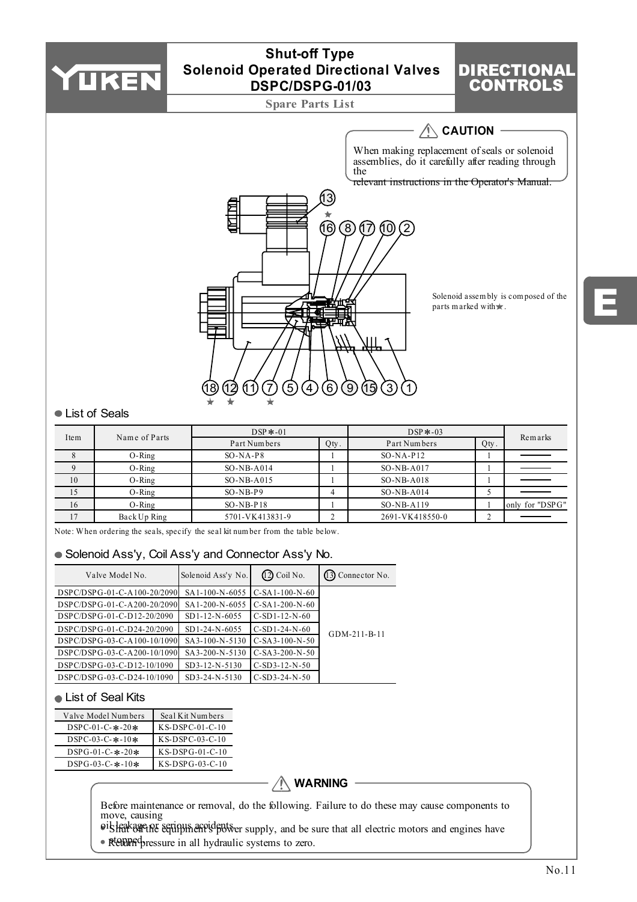# Shut-off Type Solenoid Operated Directional Valves DSPC/DSPG-01/03

**DIRECTIONAL CONTROLS**

Spare Parts List

**⚠ CAUTION**

When making replacement of seals or solenoid assemblies, do it carefully after reading through the relevant instructions in the Operator's Manual.

13 ★ 16 8 17 10 2

Solenoid assembly is composed of the parts marked with★.

18★ 12★ 11 7★ 5 4 6 9 15 3 1

E

## ● List of Seals

| Item | Name of Parts | DSP∗-01 | | DSP∗-03 | | Remarks |
|---|---|---|---|---|---|---|
| | | Part Numbers | Qty. | Part Numbers | Qty. | |
| 8 | O-Ring | SO-NA-P8 | 1 | SO-NA-P12 | 1 | ——— |
| 9 | O-Ring | SO-NB-A014 | 1 | SO-NB-A017 | 1 | ——— |
| 10 | O-Ring | SO-NB-A015 | 1 | SO-NB-A018 | 1 | ——— |
| 15 | O-Ring | SO-NB-P9 | 4 | SO-NB-A014 | 5 | ——— |
| 16 | O-Ring | SO-NB-P18 | 1 | SO-NB-A119 | 1 | only for "DSPG" |
| 17 | Back Up Ring | 5701-VK413831-9 | 2 | 2691-VK418550-0 | 2 | ——— |

Note: When ordering the seals, specify the seal kit number from the table below.

## ● Solenoid Ass'y, Coil Ass'y and Connector Ass'y No.

| Valve Model No. | Solenoid Ass'y No. | (12) Coil No. | (13) Connector No. |
|---|---|---|---|
| DSPC/DSPG-01-C-A100-20/2090 | SA1-100-N-6055 | C-SA1-100-N-60 | GDM-211-B-11 |
| DSPC/DSPG-01-C-A200-20/2090 | SA1-200-N-6055 | C-SA1-200-N-60 | |
| DSPC/DSPG-01-C-D12-20/2090 | SD1-12-N-6055 | C-SD1-12-N-60 | |
| DSPC/DSPG-01-C-D24-20/2090 | SD1-24-N-6055 | C-SD1-24-N-60 | |
| DSPC/DSPG-03-C-A100-10/1090 | SA3-100-N-5130 | C-SA3-100-N-50 | |
| DSPC/DSPG-03-C-A200-10/1090 | SA3-200-N-5130 | C-SA3-200-N-50 | |
| DSPC/DSPG-03-C-D12-10/1090 | SD3-12-N-5130 | C-SD3-12-N-50 | |
| DSPC/DSPG-03-C-D24-10/1090 | SD3-24-N-5130 | C-SD3-24-N-50 | |

## ● List of Seal Kits

| Valve Model Numbers | Seal Kit Numbers |
|---|---|
| DSPC-01-C-∗-20∗ | KS-DSPC-01-C-10 |
| DSPC-03-C-∗-10∗ | KS-DSPC-03-C-10 |
| DSPG-01-C-∗-20∗ | KS-DSPG-01-C-10 |
| DSPG-03-C-∗-10∗ | KS-DSPG-03-C-10 |

**⚠ WARNING**

Before maintenance or removal, do the following. Failure to do these may cause components to move, causing oil leakage or serious accidents.

- Shut off the equipment's power supply, and be sure that all electric motors and engines have stopped.
- Return pressure in all hydraulic systems to zero.